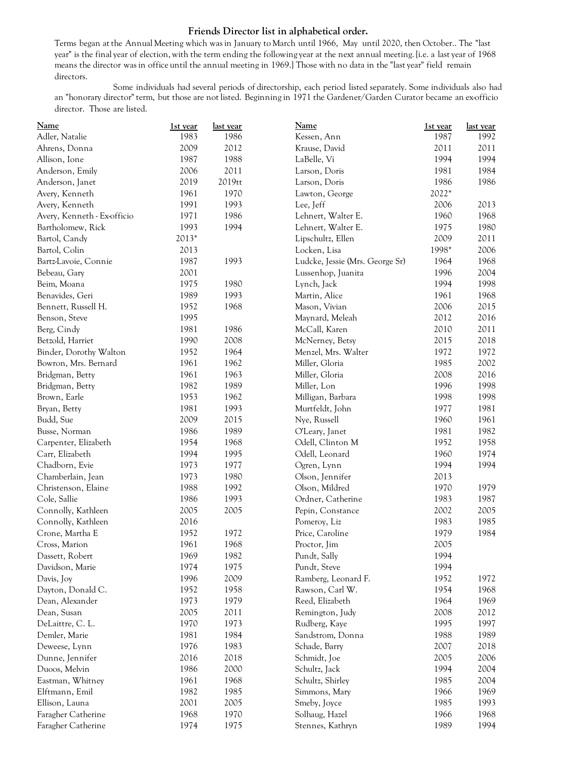**Friends Director list in alphabetical order.**

Terms began at the Annual Meeting which was in January to March until 1966, May until 2020, then October.. The "last year" is the final year of election, with the term ending the following year at the next annual meeting. [i.e. a last year of 1968 means the director was in office until the annual meeting in 1969.] Those with no data in the "last year" field remain directors.

Some individuals had several periods of directorship, each period listed separately. Some individuals also had an "honorary director" term, but those are not listed. Beginning in 1971 the Gardener/Garden Curator became an ex-officio director. Those are listed.

| Name | 1st year | last year |
|---|---|---|
| Adler, Natalie | 1983 | 1986 |
| Ahrens, Donna | 2009 | 2012 |
| Allison, Ione | 1987 | 1988 |
| Anderson, Emily | 2006 | 2011 |
| Anderson, Janet | 2019 | 2019tt |
| Avery, Kenneth | 1961 | 1970 |
| Avery, Kenneth | 1991 | 1993 |
| Avery, Kenneth - Ex-officio | 1971 | 1986 |
| Bartholomew, Rick | 1993 | 1994 |
| Bartol, Candy | 2013* | |
| Bartol, Colin | 2013 | |
| Bartz-Lavoie, Connie | 1987 | 1993 |
| Bebeau, Gary | 2001 | |
| Beim, Moana | 1975 | 1980 |
| Benavides, Geri | 1989 | 1993 |
| Bennett, Russell H. | 1952 | 1968 |
| Benson, Steve | 1995 | |
| Berg, Cindy | 1981 | 1986 |
| Betzold, Harriet | 1990 | 2008 |
| Binder, Dorothy Walton | 1952 | 1964 |
| Bowron, Mrs. Bernard | 1961 | 1962 |
| Bridgman, Betty | 1961 | 1963 |
| Bridgman, Betty | 1982 | 1989 |
| Brown, Earle | 1953 | 1962 |
| Bryan, Betty | 1981 | 1993 |
| Budd, Sue | 2009 | 2015 |
| Busse, Norman | 1986 | 1989 |
| Carpenter, Elizabeth | 1954 | 1968 |
| Carr, Elizabeth | 1994 | 1995 |
| Chadborn, Evie | 1973 | 1977 |
| Chamberlain, Jean | 1973 | 1980 |
| Christenson, Elaine | 1988 | 1992 |
| Cole, Sallie | 1986 | 1993 |
| Connolly, Kathleen | 2005 | 2005 |
| Connolly, Kathleen | 2016 | |
| Crone, Martha E | 1952 | 1972 |
| Cross, Marion | 1961 | 1968 |
| Dassett, Robert | 1969 | 1982 |
| Davidson, Marie | 1974 | 1975 |
| Davis, Joy | 1996 | 2009 |
| Dayton, Donald C. | 1952 | 1958 |
| Dean, Alexander | 1973 | 1979 |
| Dean, Susan | 2005 | 2011 |
| DeLaittre, C. L. | 1970 | 1973 |
| Demler, Marie | 1981 | 1984 |
| Deweese, Lynn | 1976 | 1983 |
| Dunne, Jennifer | 2016 | 2018 |
| Duoos, Melvin | 1986 | 2000 |
| Eastman, Whitney | 1961 | 1968 |
| Elftmann, Emil | 1982 | 1985 |
| Ellison, Launa | 2001 | 2005 |
| Faragher Catherine | 1968 | 1970 |
| Faragher Catherine | 1974 | 1975 |
| Kessen, Ann | 1987 | 1992 |
| Krause, David | 2011 | 2011 |
| LaBelle, Vi | 1994 | 1994 |
| Larson, Doris | 1981 | 1984 |
| Larson, Doris | 1986 | 1986 |
| Lawton, George | 2022* | |
| Lee, Jeff | 2006 | 2013 |
| Lehnert, Walter E. | 1960 | 1968 |
| Lehnert, Walter E. | 1975 | 1980 |
| Lipschultz, Ellen | 2009 | 2011 |
| Locken, Lisa | 1998* | 2006 |
| Ludcke, Jessie (Mrs. George Sr) | 1964 | 1968 |
| Lussenhop, Juanita | 1996 | 2004 |
| Lynch, Jack | 1994 | 1998 |
| Martin, Alice | 1961 | 1968 |
| Mason, Vivian | 2006 | 2015 |
| Maynard, Meleah | 2012 | 2016 |
| McCall, Karen | 2010 | 2011 |
| McNerney, Betsy | 2015 | 2018 |
| Menzel, Mrs. Walter | 1972 | 1972 |
| Miller, Gloria | 1985 | 2002 |
| Miller, Gloria | 2008 | 2016 |
| Miller, Lon | 1996 | 1998 |
| Milligan, Barbara | 1998 | 1998 |
| Murtfeldt, John | 1977 | 1981 |
| Nye, Russell | 1960 | 1961 |
| O'Leary, Janet | 1981 | 1982 |
| Odell, Clinton M | 1952 | 1958 |
| Odell, Leonard | 1960 | 1974 |
| Ogren, Lynn | 1994 | 1994 |
| Olson, Jennifer | 2013 | |
| Olson, Mildred | 1970 | 1979 |
| Ordner, Catherine | 1983 | 1987 |
| Pepin, Constance | 2002 | 2005 |
| Pomeroy, Liz | 1983 | 1985 |
| Price, Caroline | 1979 | 1984 |
| Proctor, Jim | 2005 | |
| Pundt, Sally | 1994 | |
| Pundt, Steve | 1994 | |
| Ramberg, Leonard F. | 1952 | 1972 |
| Rawson, Carl W. | 1954 | 1968 |
| Reed, Elizabeth | 1964 | 1969 |
| Remington, Judy | 2008 | 2012 |
| Rudberg, Kaye | 1995 | 1997 |
| Sandstrom, Donna | 1988 | 1989 |
| Schade, Barry | 2007 | 2018 |
| Schmidt, Joe | 2005 | 2006 |
| Schultz, Jack | 1994 | 2004 |
| Schultz, Shirley | 1985 | 2004 |
| Simmons, Mary | 1966 | 1969 |
| Smeby, Joyce | 1985 | 1993 |
| Solhaug, Hazel | 1966 | 1968 |
| Stennes, Kathryn | 1989 | 1994 |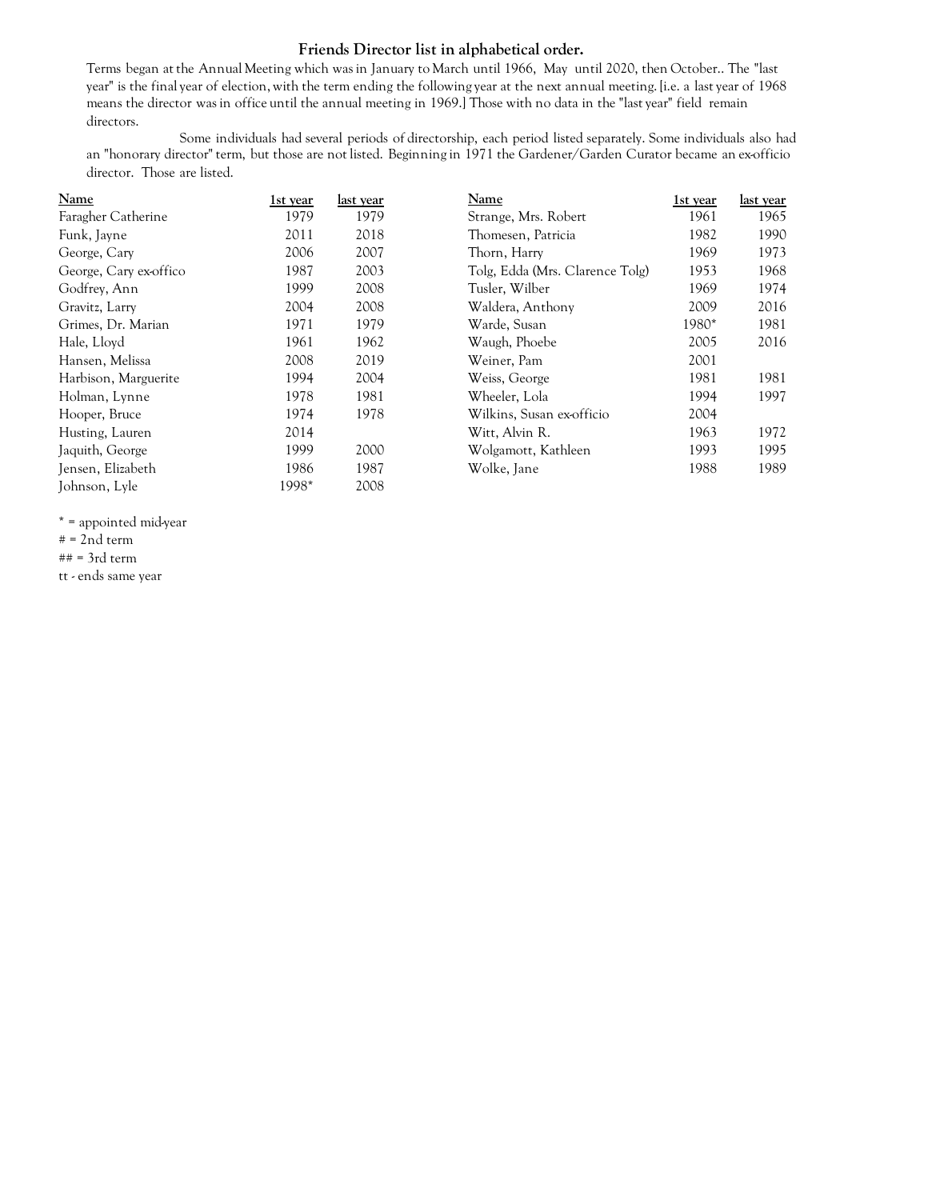**Friends Director list in alphabetical order.**

Terms began at the Annual Meeting which was in January to March until 1966, May until 2020, then October.. The "last year" is the final year of election, with the term ending the following year at the next annual meeting. [i.e. a last year of 1968 means the director was in office until the annual meeting in 1969.] Those with no data in the "last year" field remain directors.

Some individuals had several periods of directorship, each period listed separately. Some individuals also had an "honorary director" term, but those are not listed. Beginning in 1971 the Gardener/Garden Curator became an ex-officio director. Those are listed.

| Name | 1st year | last year |
|---|---|---|
| Faragher Catherine | 1979 | 1979 |
| Funk, Jayne | 2011 | 2018 |
| George, Cary | 2006 | 2007 |
| George, Cary ex-offico | 1987 | 2003 |
| Godfrey, Ann | 1999 | 2008 |
| Gravitz, Larry | 2004 | 2008 |
| Grimes, Dr. Marian | 1971 | 1979 |
| Hale, Lloyd | 1961 | 1962 |
| Hansen, Melissa | 2008 | 2019 |
| Harbison, Marguerite | 1994 | 2004 |
| Holman, Lynne | 1978 | 1981 |
| Hooper, Bruce | 1974 | 1978 |
| Husting, Lauren | 2014 | |
| Jaquith, George | 1999 | 2000 |
| Jensen, Elizabeth | 1986 | 1987 |
| Johnson, Lyle | 1998* | 2008 |
| Strange, Mrs. Robert | 1961 | 1965 |
| Thomesen, Patricia | 1982 | 1990 |
| Thorn, Harry | 1969 | 1973 |
| Tolg, Edda (Mrs. Clarence Tolg) | 1953 | 1968 |
| Tusler, Wilber | 1969 | 1974 |
| Waldera, Anthony | 2009 | 2016 |
| Warde, Susan | 1980* | 1981 |
| Waugh, Phoebe | 2005 | 2016 |
| Weiner, Pam | 2001 | |
| Weiss, George | 1981 | 1981 |
| Wheeler, Lola | 1994 | 1997 |
| Wilkins, Susan ex-officio | 2004 | |
| Witt, Alvin R. | 1963 | 1972 |
| Wolgamott, Kathleen | 1993 | 1995 |
| Wolke, Jane | 1988 | 1989 |

* = appointed mid-year

# = 2nd term

## = 3rd term

tt - ends same year